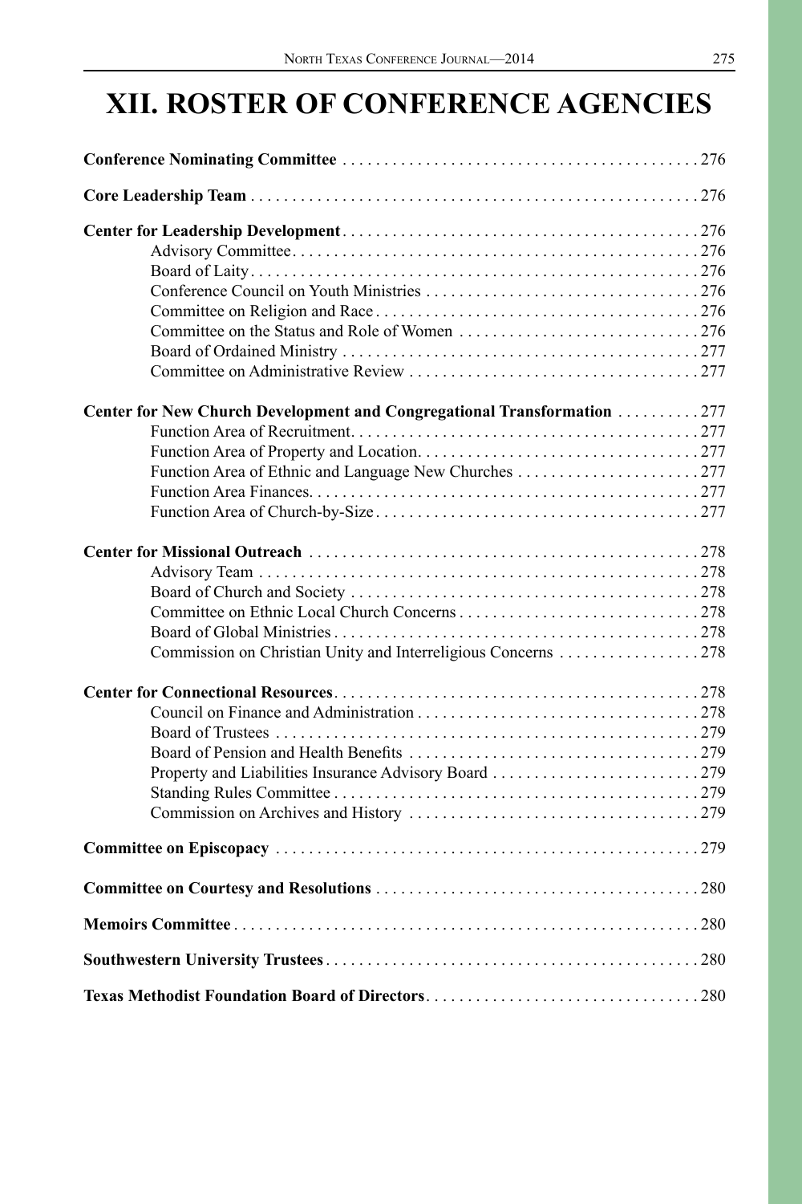# XII. ROSTER OF CONFERENCE AGENCIES

**Conference Nominating Committee** . . . . . . . . . . 276

**Core Leadership Team** . . . . . . . . . . 276

**Center for Leadership Development** . . . . . . . . . . 276
- Advisory Committee . . . . . . . . . . 276
- Board of Laity . . . . . . . . . . 276
- Conference Council on Youth Ministries . . . . . . . . . . 276
- Committee on Religion and Race . . . . . . . . . . 276
- Committee on the Status and Role of Women . . . . . . . . . . 276
- Board of Ordained Ministry . . . . . . . . . . 277
- Committee on Administrative Review . . . . . . . . . . 277

**Center for New Church Development and Congregational Transformation** . . . . . . . . . . 277
- Function Area of Recruitment . . . . . . . . . . 277
- Function Area of Property and Location . . . . . . . . . . 277
- Function Area of Ethnic and Language New Churches . . . . . . . . . . 277
- Function Area Finances . . . . . . . . . . 277
- Function Area of Church-by-Size . . . . . . . . . . 277

**Center for Missional Outreach** . . . . . . . . . . 278
- Advisory Team . . . . . . . . . . 278
- Board of Church and Society . . . . . . . . . . 278
- Committee on Ethnic Local Church Concerns . . . . . . . . . . 278
- Board of Global Ministries . . . . . . . . . . 278
- Commission on Christian Unity and Interreligious Concerns . . . . . . . . . . 278

**Center for Connectional Resources** . . . . . . . . . . 278
- Council on Finance and Administration . . . . . . . . . . 278
- Board of Trustees . . . . . . . . . . 279
- Board of Pension and Health Benefits . . . . . . . . . . 279
- Property and Liabilities Insurance Advisory Board . . . . . . . . . . 279
- Standing Rules Committee . . . . . . . . . . 279
- Commission on Archives and History . . . . . . . . . . 279

**Committee on Episcopacy** . . . . . . . . . . 279

**Committee on Courtesy and Resolutions** . . . . . . . . . . 280

**Memoirs Committee** . . . . . . . . . . 280

**Southwestern University Trustees** . . . . . . . . . . 280

**Texas Methodist Foundation Board of Directors** . . . . . . . . . . 280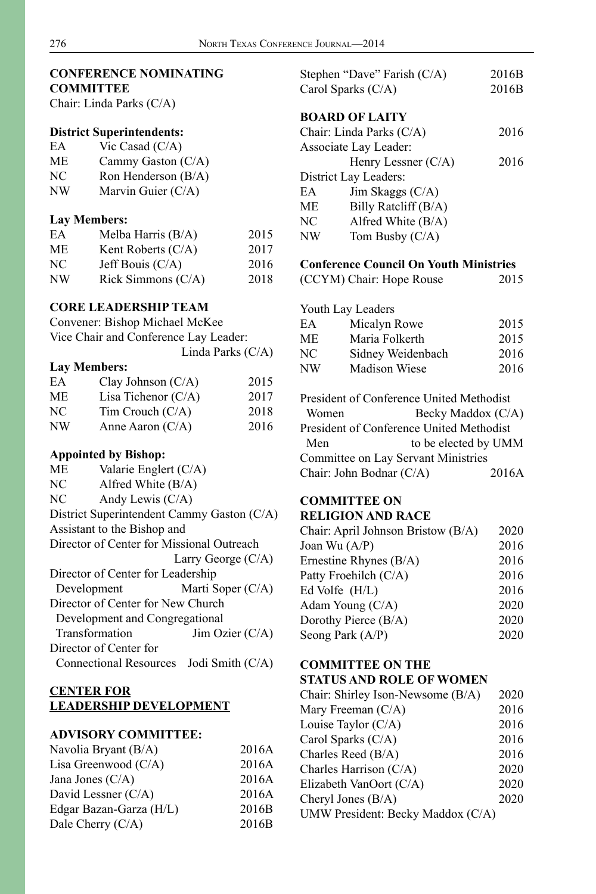### CONFERENCE NOMINATING COMMITTEE

Chair: Linda Parks (C/A)

**District Superintendents:**

| | |
|---|---|
| EA | Vic Casad (C/A) |
| ME | Cammy Gaston (C/A) |
| NC | Ron Henderson (B/A) |
| NW | Marvin Guier (C/A) |

**Lay Members:**

| | | |
|---|---|---|
| EA | Melba Harris (B/A) | 2015 |
| ME | Kent Roberts (C/A) | 2017 |
| NC | Jeff Bouis (C/A) | 2016 |
| NW | Rick Simmons (C/A) | 2018 |

### CORE LEADERSHIP TEAM

Convener: Bishop Michael McKee

Vice Chair and Conference Lay Leader: Linda Parks (C/A)

**Lay Members:**

| | | |
|---|---|---|
| EA | Clay Johnson (C/A) | 2015 |
| ME | Lisa Tichenor (C/A) | 2017 |
| NC | Tim Crouch (C/A) | 2018 |
| NW | Anne Aaron (C/A) | 2016 |

**Appointed by Bishop:**

| | |
|---|---|
| ME | Valarie Englert (C/A) |
| NC | Alfred White (B/A) |
| NC | Andy Lewis (C/A) |

District Superintendent Cammy Gaston (C/A)

Assistant to the Bishop and Director of Center for Missional Outreach Larry George (C/A)

Director of Center for Leadership Development Marti Soper (C/A)

Director of Center for New Church Development and Congregational Transformation Jim Ozier (C/A)

Director of Center for Connectional Resources Jodi Smith (C/A)

### CENTER FOR LEADERSHIP DEVELOPMENT

**ADVISORY COMMITTEE:**

| | |
|---|---|
| Navolia Bryant (B/A) | 2016A |
| Lisa Greenwood (C/A) | 2016A |
| Jana Jones (C/A) | 2016A |
| David Lessner (C/A) | 2016A |
| Edgar Bazan-Garza (H/L) | 2016B |
| Dale Cherry (C/A) | 2016B |
| Stephen "Dave" Farish (C/A) | 2016B |
| Carol Sparks (C/A) | 2016B |

### BOARD OF LAITY

Chair: Linda Parks (C/A) 2016

Associate Lay Leader: Henry Lessner (C/A) 2016

District Lay Leaders:

| | |
|---|---|
| EA | Jim Skaggs (C/A) |
| ME | Billy Ratcliff (B/A) |
| NC | Alfred White (B/A) |
| NW | Tom Busby (C/A) |

**Conference Council On Youth Ministries**

(CCYM) Chair: Hope Rouse 2015

Youth Lay Leaders

| | | |
|---|---|---|
| EA | Micalyn Rowe | 2015 |
| ME | Maria Folkerth | 2015 |
| NC | Sidney Weidenbach | 2016 |
| NW | Madison Wiese | 2016 |

President of Conference United Methodist Women Becky Maddox (C/A)

President of Conference United Methodist Men to be elected by UMM

Committee on Lay Servant Ministries

Chair: John Bodnar (C/A) 2016A

### COMMITTEE ON RELIGION AND RACE

| | |
|---|---|
| Chair: April Johnson Bristow (B/A) | 2020 |
| Joan Wu (A/P) | 2016 |
| Ernestine Rhynes (B/A) | 2016 |
| Patty Froehilch (C/A) | 2016 |
| Ed Volfe (H/L) | 2016 |
| Adam Young (C/A) | 2020 |
| Dorothy Pierce (B/A) | 2020 |
| Seong Park (A/P) | 2020 |

### COMMITTEE ON THE STATUS AND ROLE OF WOMEN

| | |
|---|---|
| Chair: Shirley Ison-Newsome (B/A) | 2020 |
| Mary Freeman (C/A) | 2016 |
| Louise Taylor (C/A) | 2016 |
| Carol Sparks (C/A) | 2016 |
| Charles Reed (B/A) | 2016 |
| Charles Harrison (C/A) | 2020 |
| Elizabeth VanOort (C/A) | 2020 |
| Cheryl Jones (B/A) | 2020 |

UMW President: Becky Maddox (C/A)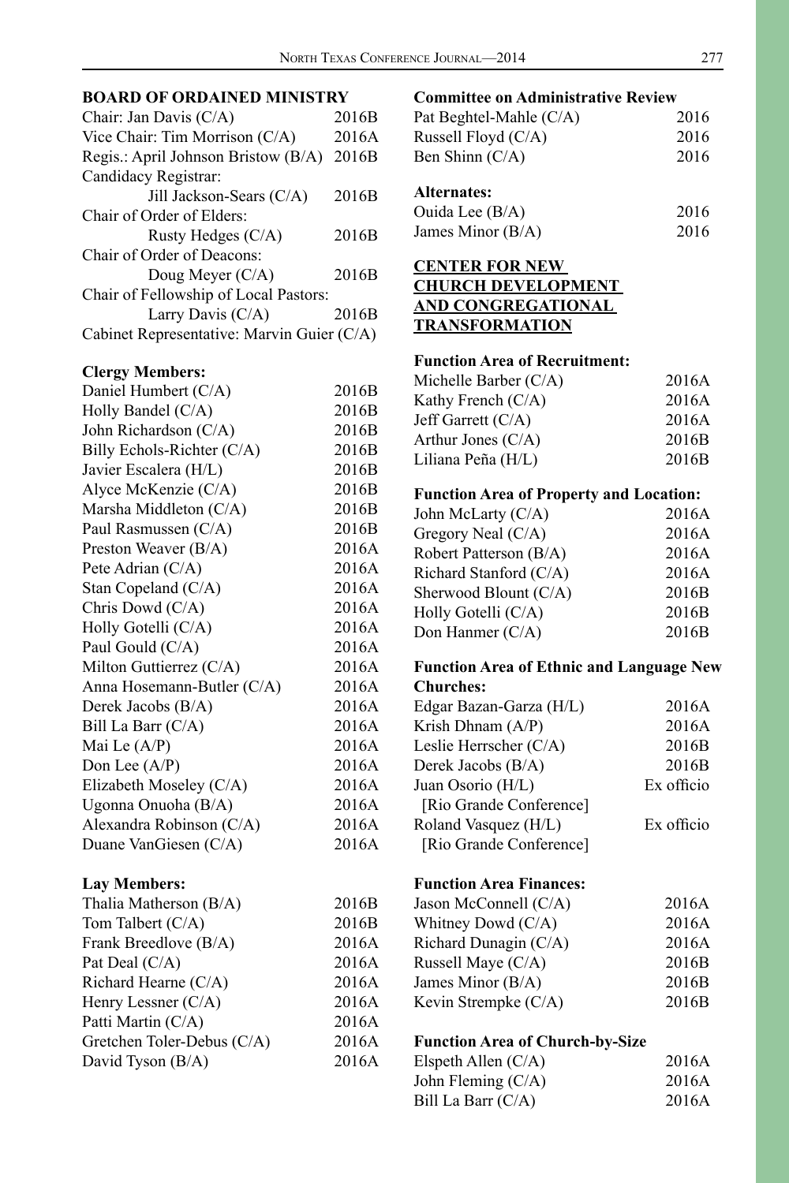## BOARD OF ORDAINED MINISTRY

| | |
|---|---|
| Chair: Jan Davis (C/A) | 2016B |
| Vice Chair: Tim Morrison (C/A) | 2016A |
| Regis.: April Johnson Bristow (B/A) | 2016B |
| Candidacy Registrar: Jill Jackson-Sears (C/A) | 2016B |
| Chair of Order of Elders: Rusty Hedges (C/A) | 2016B |
| Chair of Order of Deacons: Doug Meyer (C/A) | 2016B |
| Chair of Fellowship of Local Pastors: Larry Davis (C/A) | 2016B |
| Cabinet Representative: Marvin Guier (C/A) | |

**Clergy Members:**

| | |
|---|---|
| Daniel Humbert (C/A) | 2016B |
| Holly Bandel (C/A) | 2016B |
| John Richardson (C/A) | 2016B |
| Billy Echols-Richter (C/A) | 2016B |
| Javier Escalera (H/L) | 2016B |
| Alyce McKenzie (C/A) | 2016B |
| Marsha Middleton (C/A) | 2016B |
| Paul Rasmussen (C/A) | 2016B |
| Preston Weaver (B/A) | 2016A |
| Pete Adrian (C/A) | 2016A |
| Stan Copeland (C/A) | 2016A |
| Chris Dowd (C/A) | 2016A |
| Holly Gotelli (C/A) | 2016A |
| Paul Gould (C/A) | 2016A |
| Milton Guttierrez (C/A) | 2016A |
| Anna Hosemann-Butler (C/A) | 2016A |
| Derek Jacobs (B/A) | 2016A |
| Bill La Barr (C/A) | 2016A |
| Mai Le (A/P) | 2016A |
| Don Lee (A/P) | 2016A |
| Elizabeth Moseley (C/A) | 2016A |
| Ugonna Onuoha (B/A) | 2016A |
| Alexandra Robinson (C/A) | 2016A |
| Duane VanGiesen (C/A) | 2016A |

**Lay Members:**

| | |
|---|---|
| Thalia Matherson (B/A) | 2016B |
| Tom Talbert (C/A) | 2016B |
| Frank Breedlove (B/A) | 2016A |
| Pat Deal (C/A) | 2016A |
| Richard Hearne (C/A) | 2016A |
| Henry Lessner (C/A) | 2016A |
| Patti Martin (C/A) | 2016A |
| Gretchen Toler-Debus (C/A) | 2016A |
| David Tyson (B/A) | 2016A |

**Committee on Administrative Review**

| | |
|---|---|
| Pat Beghtel-Mahle (C/A) | 2016 |
| Russell Floyd (C/A) | 2016 |
| Ben Shinn (C/A) | 2016 |

**Alternates:**

| | |
|---|---|
| Ouida Lee (B/A) | 2016 |
| James Minor (B/A) | 2016 |

## CENTER FOR NEW CHURCH DEVELOPMENT AND CONGREGATIONAL TRANSFORMATION

**Function Area of Recruitment:**

| | |
|---|---|
| Michelle Barber (C/A) | 2016A |
| Kathy French (C/A) | 2016A |
| Jeff Garrett (C/A) | 2016A |
| Arthur Jones (C/A) | 2016B |
| Liliana Peña (H/L) | 2016B |

**Function Area of Property and Location:**

| | |
|---|---|
| John McLarty (C/A) | 2016A |
| Gregory Neal (C/A) | 2016A |
| Robert Patterson (B/A) | 2016A |
| Richard Stanford (C/A) | 2016A |
| Sherwood Blount (C/A) | 2016B |
| Holly Gotelli (C/A) | 2016B |
| Don Hanmer (C/A) | 2016B |

**Function Area of Ethnic and Language New Churches:**

| | |
|---|---|
| Edgar Bazan-Garza (H/L) | 2016A |
| Krish Dhnam (A/P) | 2016A |
| Leslie Herrscher (C/A) | 2016B |
| Derek Jacobs (B/A) | 2016B |
| Juan Osorio (H/L) [Rio Grande Conference] | Ex officio |
| Roland Vasquez (H/L) [Rio Grande Conference] | Ex officio |

**Function Area Finances:**

| | |
|---|---|
| Jason McConnell (C/A) | 2016A |
| Whitney Dowd (C/A) | 2016A |
| Richard Dunagin (C/A) | 2016A |
| Russell Maye (C/A) | 2016B |
| James Minor (B/A) | 2016B |
| Kevin Strempke (C/A) | 2016B |

**Function Area of Church-by-Size**

| | |
|---|---|
| Elspeth Allen (C/A) | 2016A |
| John Fleming (C/A) | 2016A |
| Bill La Barr (C/A) | 2016A |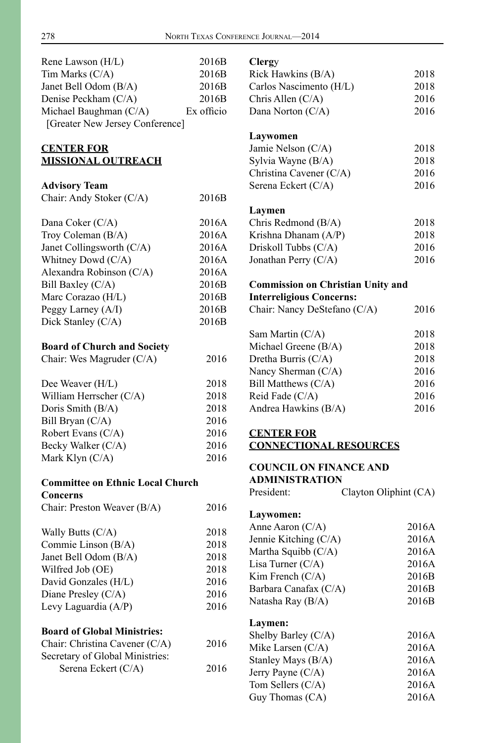| | |
|---|---|
| Rene Lawson (H/L) | 2016B |
| Tim Marks (C/A) | 2016B |
| Janet Bell Odom (B/A) | 2016B |
| Denise Peckham (C/A) | 2016B |
| Michael Baughman (C/A) [Greater New Jersey Conference] | Ex officio |

## CENTER FOR MISSIONAL OUTREACH

**Advisory Team**

| | |
|---|---|
| Chair: Andy Stoker (C/A) | 2016B |
| Dana Coker (C/A) | 2016A |
| Troy Coleman (B/A) | 2016A |
| Janet Collingsworth (C/A) | 2016A |
| Whitney Dowd (C/A) | 2016A |
| Alexandra Robinson (C/A) | 2016A |
| Bill Baxley (C/A) | 2016B |
| Marc Corazao (H/L) | 2016B |
| Peggy Larney (A/I) | 2016B |
| Dick Stanley (C/A) | 2016B |

**Board of Church and Society**

| | |
|---|---|
| Chair: Wes Magruder (C/A) | 2016 |
| Dee Weaver (H/L) | 2018 |
| William Herrscher (C/A) | 2018 |
| Doris Smith (B/A) | 2018 |
| Bill Bryan (C/A) | 2016 |
| Robert Evans (C/A) | 2016 |
| Becky Walker (C/A) | 2016 |
| Mark Klyn (C/A) | 2016 |

**Committee on Ethnic Local Church Concerns**

| | |
|---|---|
| Chair: Preston Weaver (B/A) | 2016 |
| Wally Butts (C/A) | 2018 |
| Commie Linson (B/A) | 2018 |
| Janet Bell Odom (B/A) | 2018 |
| Wilfred Job (OE) | 2018 |
| David Gonzales (H/L) | 2016 |
| Diane Presley (C/A) | 2016 |
| Levy Laguardia (A/P) | 2016 |

**Board of Global Ministries:**

| | |
|---|---|
| Chair: Christina Cavener (C/A) | 2016 |
| Secretary of Global Ministries: Serena Eckert (C/A) | 2016 |

**Clergy**

| | |
|---|---|
| Rick Hawkins (B/A) | 2018 |
| Carlos Nascimento (H/L) | 2018 |
| Chris Allen (C/A) | 2016 |
| Dana Norton (C/A) | 2016 |

**Laywomen**

| | |
|---|---|
| Jamie Nelson (C/A) | 2018 |
| Sylvia Wayne (B/A) | 2018 |
| Christina Cavener (C/A) | 2016 |
| Serena Eckert (C/A) | 2016 |

**Laymen**

| | |
|---|---|
| Chris Redmond (B/A) | 2018 |
| Krishna Dhanam (A/P) | 2018 |
| Driskoll Tubbs (C/A) | 2016 |
| Jonathan Perry (C/A) | 2016 |

**Commission on Christian Unity and Interreligious Concerns:**

| | |
|---|---|
| Chair: Nancy DeStefano (C/A) | 2016 |
| Sam Martin (C/A) | 2018 |
| Michael Greene (B/A) | 2018 |
| Dretha Burris (C/A) | 2018 |
| Nancy Sherman (C/A) | 2016 |
| Bill Matthews (C/A) | 2016 |
| Reid Fade (C/A) | 2016 |
| Andrea Hawkins (B/A) | 2016 |

## CENTER FOR CONNECTIONAL RESOURCES

**COUNCIL ON FINANCE AND ADMINISTRATION**

President: Clayton Oliphint (CA)

**Laywomen:**

| | |
|---|---|
| Anne Aaron (C/A) | 2016A |
| Jennie Kitching (C/A) | 2016A |
| Martha Squibb (C/A) | 2016A |
| Lisa Turner (C/A) | 2016A |
| Kim French (C/A) | 2016B |
| Barbara Canafax (C/A) | 2016B |
| Natasha Ray (B/A) | 2016B |

**Laymen:**

| | |
|---|---|
| Shelby Barley (C/A) | 2016A |
| Mike Larsen (C/A) | 2016A |
| Stanley Mays (B/A) | 2016A |
| Jerry Payne (C/A) | 2016A |
| Tom Sellers (C/A) | 2016A |
| Guy Thomas (CA) | 2016A |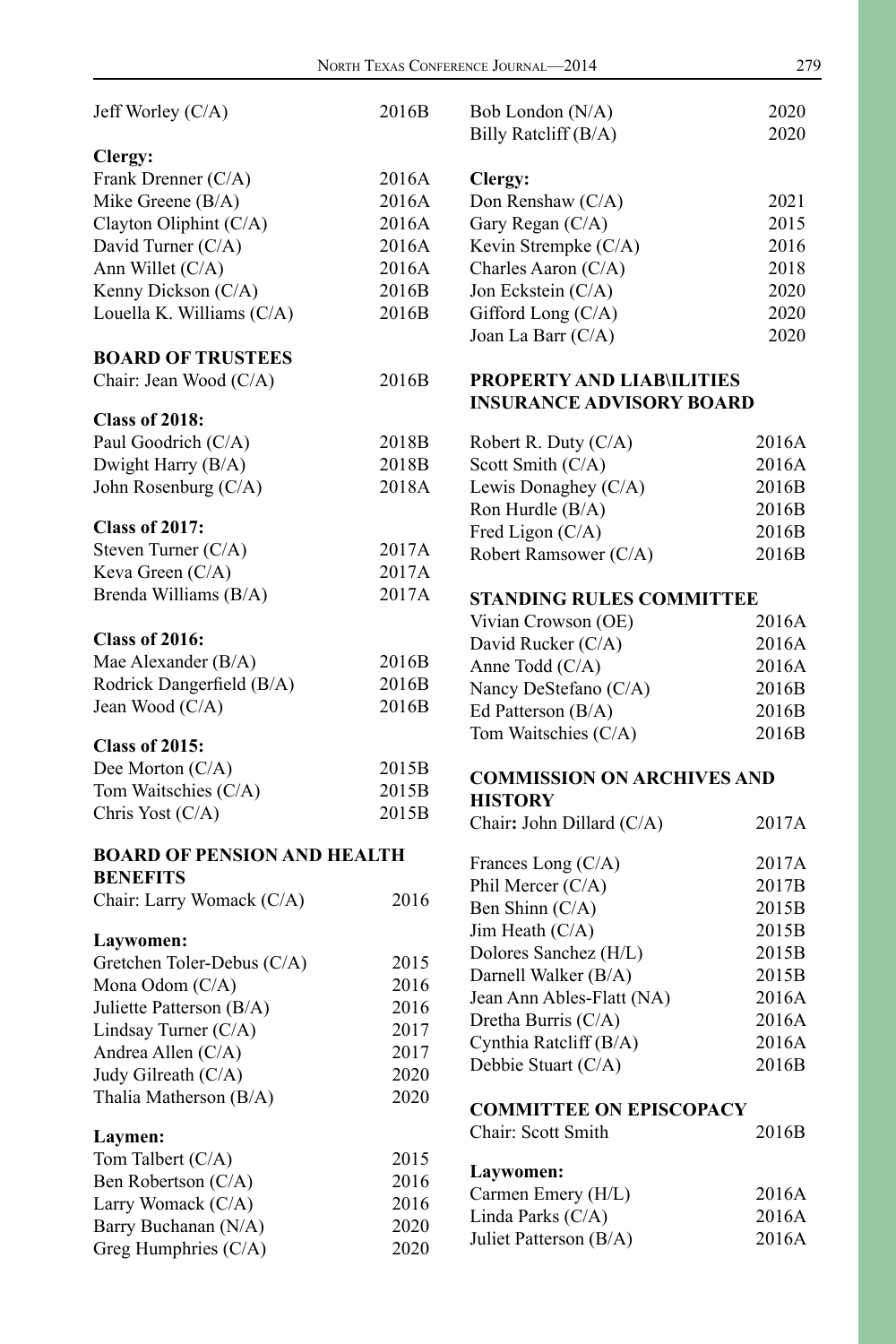Jeff Worley (C/A) 2016B

**Clergy:**

Frank Drenner (C/A) 2016A
Mike Greene (B/A) 2016A
Clayton Oliphint (C/A) 2016A
David Turner (C/A) 2016A
Ann Willet (C/A) 2016A
Kenny Dickson (C/A) 2016B
Louella K. Williams (C/A) 2016B

## BOARD OF TRUSTEES

Chair: Jean Wood (C/A) 2016B

**Class of 2018:**

Paul Goodrich (C/A) 2018B
Dwight Harry (B/A) 2018B
John Rosenburg (C/A) 2018A

**Class of 2017:**

Steven Turner (C/A) 2017A
Keva Green (C/A) 2017A
Brenda Williams (B/A) 2017A

**Class of 2016:**

Mae Alexander (B/A) 2016B
Rodrick Dangerfield (B/A) 2016B
Jean Wood (C/A) 2016B

**Class of 2015:**

Dee Morton (C/A) 2015B
Tom Waitschies (C/A) 2015B
Chris Yost (C/A) 2015B

## BOARD OF PENSION AND HEALTH BENEFITS

Chair: Larry Womack (C/A) 2016

**Laywomen:**

Gretchen Toler-Debus (C/A) 2015
Mona Odom (C/A) 2016
Juliette Patterson (B/A) 2016
Lindsay Turner (C/A) 2017
Andrea Allen (C/A) 2017
Judy Gilreath (C/A) 2020
Thalia Matherson (B/A) 2020

**Laymen:**

Tom Talbert (C/A) 2015
Ben Robertson (C/A) 2016
Larry Womack (C/A) 2016
Barry Buchanan (N/A) 2020
Greg Humphries (C/A) 2020
Bob London (N/A) 2020
Billy Ratcliff (B/A) 2020

**Clergy:**

Don Renshaw (C/A) 2021
Gary Regan (C/A) 2015
Kevin Strempke (C/A) 2016
Charles Aaron (C/A) 2018
Jon Eckstein (C/A) 2020
Gifford Long (C/A) 2020
Joan La Barr (C/A) 2020

## PROPERTY AND LIAB\ILITIES INSURANCE ADVISORY BOARD

Robert R. Duty (C/A) 2016A
Scott Smith (C/A) 2016A
Lewis Donaghey (C/A) 2016B
Ron Hurdle (B/A) 2016B
Fred Ligon (C/A) 2016B
Robert Ramsower (C/A) 2016B

## STANDING RULES COMMITTEE

Vivian Crowson (OE) 2016A
David Rucker (C/A) 2016A
Anne Todd (C/A) 2016A
Nancy DeStefano (C/A) 2016B
Ed Patterson (B/A) 2016B
Tom Waitschies (C/A) 2016B

## COMMISSION ON ARCHIVES AND HISTORY

Chair**:** John Dillard (C/A) 2017A

Frances Long (C/A) 2017A
Phil Mercer (C/A) 2017B
Ben Shinn (C/A) 2015B
Jim Heath (C/A) 2015B
Dolores Sanchez (H/L) 2015B
Darnell Walker (B/A) 2015B
Jean Ann Ables-Flatt (NA) 2016A
Dretha Burris (C/A) 2016A
Cynthia Ratcliff (B/A) 2016A
Debbie Stuart (C/A) 2016B

## COMMITTEE ON EPISCOPACY

Chair: Scott Smith 2016B

**Laywomen:**

Carmen Emery (H/L) 2016A
Linda Parks (C/A) 2016A
Juliet Patterson (B/A) 2016A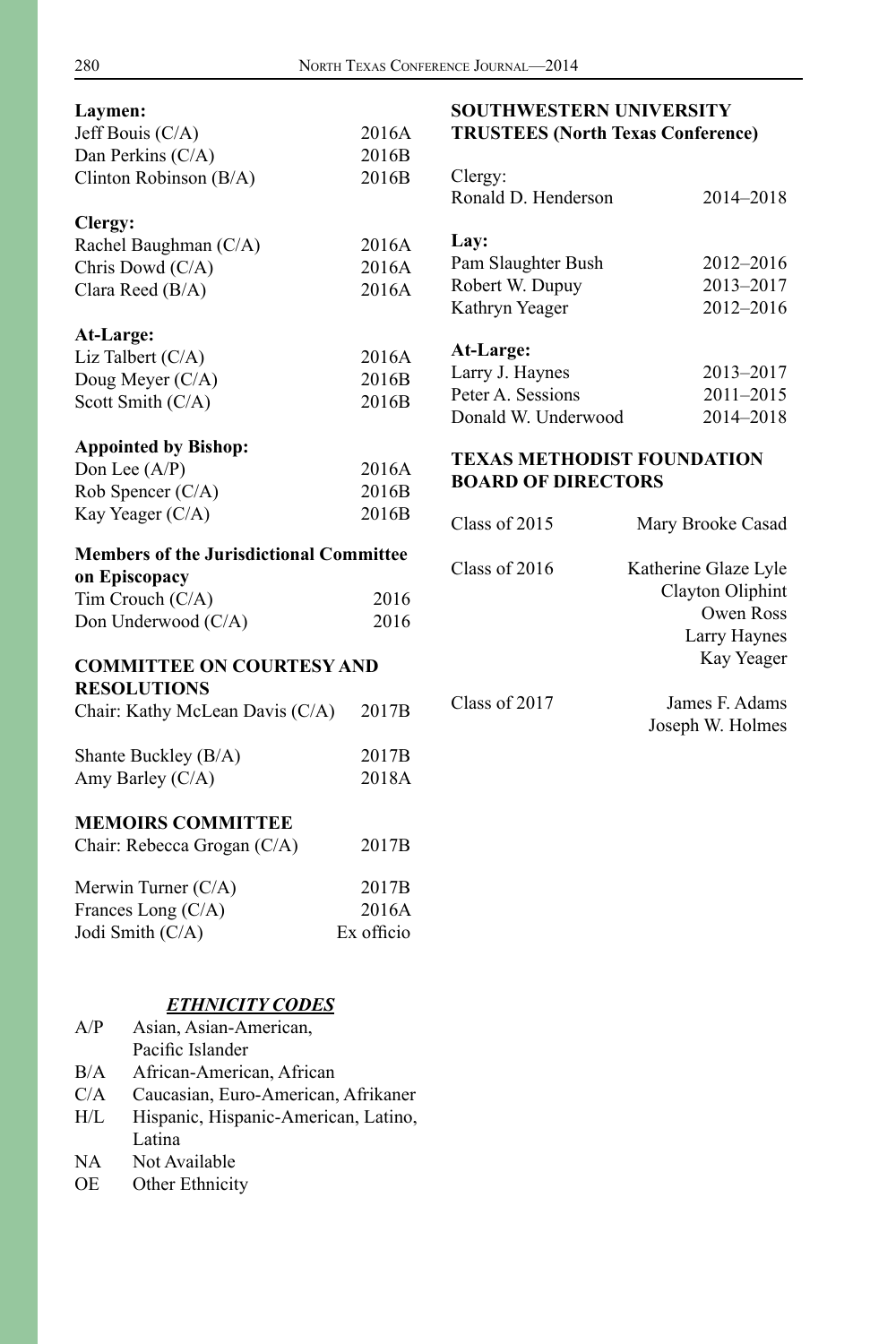**Laymen:**

| | |
|---|---|
| Jeff Bouis (C/A) | 2016A |
| Dan Perkins (C/A) | 2016B |
| Clinton Robinson (B/A) | 2016B |

**Clergy:**

| | |
|---|---|
| Rachel Baughman (C/A) | 2016A |
| Chris Dowd (C/A) | 2016A |
| Clara Reed (B/A) | 2016A |

**At-Large:**

| | |
|---|---|
| Liz Talbert (C/A) | 2016A |
| Doug Meyer (C/A) | 2016B |
| Scott Smith (C/A) | 2016B |

**Appointed by Bishop:**

| | |
|---|---|
| Don Lee (A/P) | 2016A |
| Rob Spencer (C/A) | 2016B |
| Kay Yeager (C/A) | 2016B |

**Members of the Jurisdictional Committee on Episcopacy**

| | |
|---|---|
| Tim Crouch (C/A) | 2016 |
| Don Underwood (C/A) | 2016 |

## COMMITTEE ON COURTESY AND RESOLUTIONS

| | |
|---|---|
| Chair: Kathy McLean Davis (C/A) | 2017B |
| Shante Buckley (B/A) | 2017B |
| Amy Barley (C/A) | 2018A |

## MEMOIRS COMMITTEE

| | |
|---|---|
| Chair: Rebecca Grogan (C/A) | 2017B |
| Merwin Turner (C/A) | 2017B |
| Frances Long (C/A) | 2016A |
| Jodi Smith (C/A) | Ex officio |

### *ETHNICITY CODES*

| | |
|---|---|
| A/P | Asian, Asian-American, Pacific Islander |
| B/A | African-American, African |
| C/A | Caucasian, Euro-American, Afrikaner |
| H/L | Hispanic, Hispanic-American, Latino, Latina |
| NA | Not Available |
| OE | Other Ethnicity |

## SOUTHWESTERN UNIVERSITY TRUSTEES (North Texas Conference)

Clergy:

| | |
|---|---|
| Ronald D. Henderson | 2014–2018 |

**Lay:**

| | |
|---|---|
| Pam Slaughter Bush | 2012–2016 |
| Robert W. Dupuy | 2013–2017 |
| Kathryn Yeager | 2012–2016 |

**At-Large:**

| | |
|---|---|
| Larry J. Haynes | 2013–2017 |
| Peter A. Sessions | 2011–2015 |
| Donald W. Underwood | 2014–2018 |

## TEXAS METHODIST FOUNDATION BOARD OF DIRECTORS

| | |
|---|---|
| Class of 2015 | Mary Brooke Casad |
| Class of 2016 | Katherine Glaze Lyle |
| | Clayton Oliphint |
| | Owen Ross |
| | Larry Haynes |
| | Kay Yeager |
| Class of 2017 | James F. Adams |
| | Joseph W. Holmes |